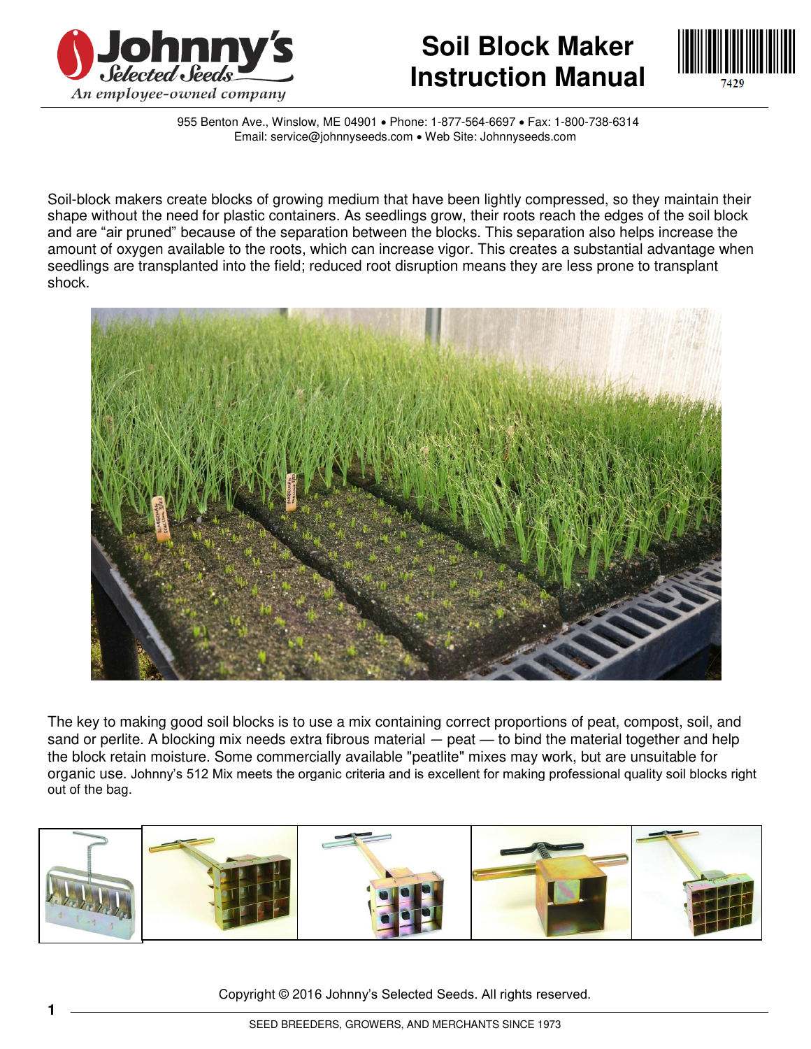# Soil Block Maker Instruction Manual

Johnny's Selected Seeds
*An employee-owned company*

7429

955 Benton Ave., Winslow, ME 04901 • Phone: 1-877-564-6697 • Fax: 1-800-738-6314
Email: service@johnnyseeds.com • Web Site: Johnnyseeds.com

Soil-block makers create blocks of growing medium that have been lightly compressed, so they maintain their shape without the need for plastic containers. As seedlings grow, their roots reach the edges of the soil block and are "air pruned" because of the separation between the blocks. This separation also helps increase the amount of oxygen available to the roots, which can increase vigor. This creates a substantial advantage when seedlings are transplanted into the field; reduced root disruption means they are less prone to transplant shock.

The key to making good soil blocks is to use a mix containing correct proportions of peat, compost, soil, and sand or perlite. A blocking mix needs extra fibrous material — peat — to bind the material together and help the block retain moisture. Some commercially available "peatlite" mixes may work, but are unsuitable for organic use. Johnny's 512 Mix meets the organic criteria and is excellent for making professional quality soil blocks right out of the bag.

Copyright © 2016 Johnny's Selected Seeds. All rights reserved.

SEED BREEDERS, GROWERS, AND MERCHANTS SINCE 1973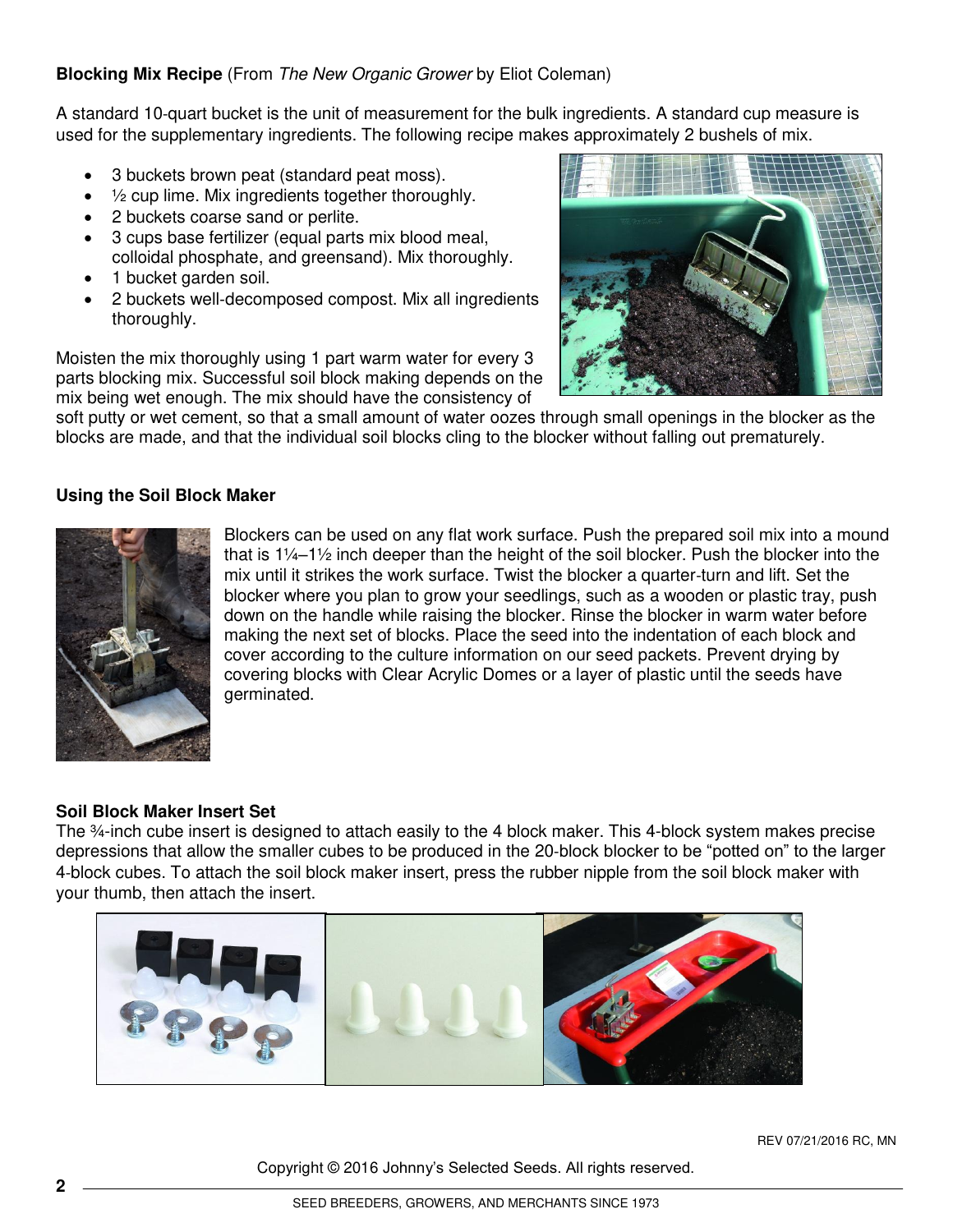**Blocking Mix Recipe** (From *The New Organic Grower* by Eliot Coleman)

A standard 10-quart bucket is the unit of measurement for the bulk ingredients. A standard cup measure is used for the supplementary ingredients. The following recipe makes approximately 2 bushels of mix.

- 3 buckets brown peat (standard peat moss).
- ½ cup lime. Mix ingredients together thoroughly.
- 2 buckets coarse sand or perlite.
- 3 cups base fertilizer (equal parts mix blood meal, colloidal phosphate, and greensand). Mix thoroughly.
- 1 bucket garden soil.
- 2 buckets well-decomposed compost. Mix all ingredients thoroughly.

Moisten the mix thoroughly using 1 part warm water for every 3 parts blocking mix. Successful soil block making depends on the mix being wet enough. The mix should have the consistency of soft putty or wet cement, so that a small amount of water oozes through small openings in the blocker as the blocks are made, and that the individual soil blocks cling to the blocker without falling out prematurely.

**Using the Soil Block Maker**

Blockers can be used on any flat work surface. Push the prepared soil mix into a mound that is 1¼–1½ inch deeper than the height of the soil blocker. Push the blocker into the mix until it strikes the work surface. Twist the blocker a quarter-turn and lift. Set the blocker where you plan to grow your seedlings, such as a wooden or plastic tray, push down on the handle while raising the blocker. Rinse the blocker in warm water before making the next set of blocks. Place the seed into the indentation of each block and cover according to the culture information on our seed packets. Prevent drying by covering blocks with Clear Acrylic Domes or a layer of plastic until the seeds have germinated.

**Soil Block Maker Insert Set**

The ¾-inch cube insert is designed to attach easily to the 4 block maker. This 4-block system makes precise depressions that allow the smaller cubes to be produced in the 20-block blocker to be "potted on" to the larger 4-block cubes. To attach the soil block maker insert, press the rubber nipple from the soil block maker with your thumb, then attach the insert.

REV 07/21/2016 RC, MN

Copyright © 2016 Johnny's Selected Seeds. All rights reserved.

SEED BREEDERS, GROWERS, AND MERCHANTS SINCE 1973